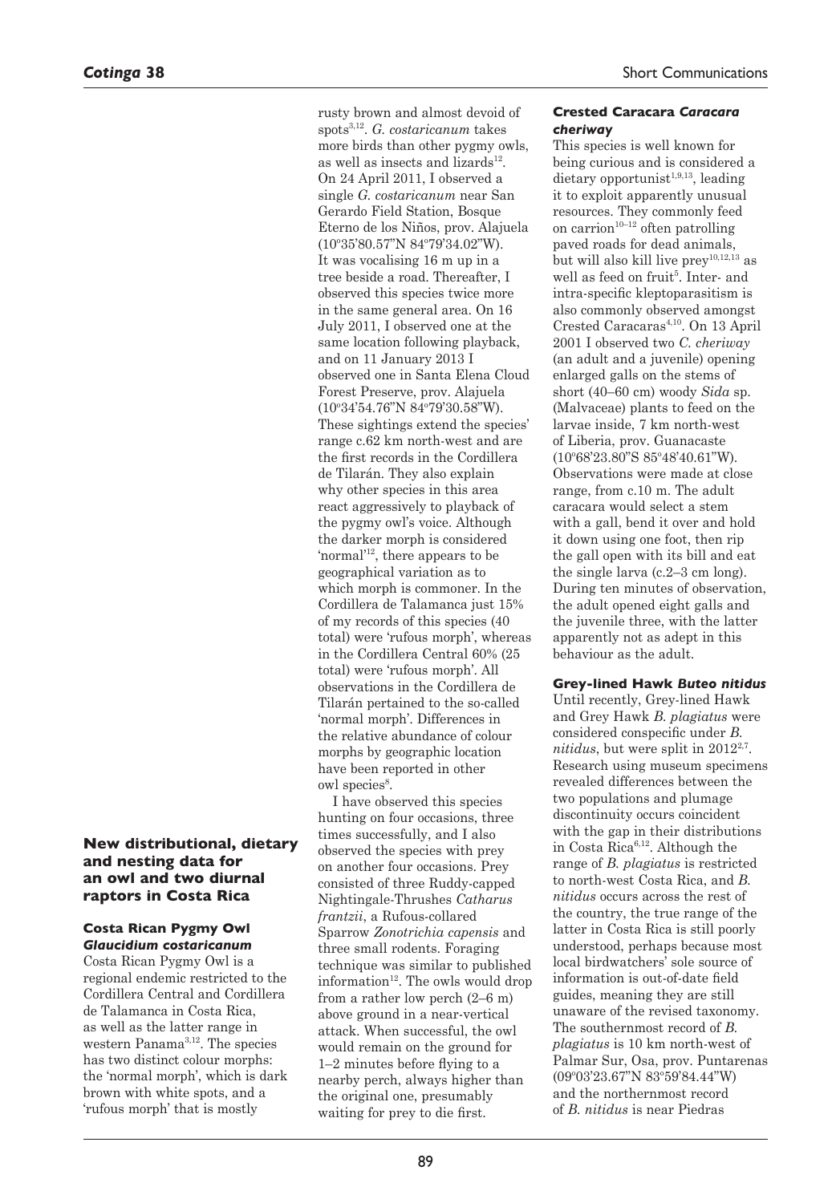## New distributional, dietary and nesting data for an owl and two diurnal raptors in Costa Rica

### Costa Rican Pygmy Owl *Glaucidium costaricanum*

Costa Rican Pygmy Owl is a regional endemic restricted to the Cordillera Central and Cordillera de Talamanca in Costa Rica, as well as the latter range in western Panama[3,12]. The species has two distinct colour morphs: the 'normal morph', which is dark brown with white spots, and a 'rufous morph' that is mostly rusty brown and almost devoid of spots[3,12]. *G. costaricanum* takes more birds than other pygmy owls, as well as insects and lizards[12]. On 24 April 2011, I observed a single *G. costaricanum* near San Gerardo Field Station, Bosque Eterno de los Niños, prov. Alajuela (10°35'80.57"N 84°79'34.02"W). It was vocalising 16 m up in a tree beside a road. Thereafter, I observed this species twice more in the same general area. On 16 July 2011, I observed one at the same location following playback, and on 11 January 2013 I observed one in Santa Elena Cloud Forest Preserve, prov. Alajuela (10°34'54.76"N 84°79'30.58"W). These sightings extend the species' range c.62 km north-west and are the first records in the Cordillera de Tilarán. They also explain why other species in this area react aggressively to playback of the pygmy owl's voice. Although the darker morph is considered 'normal'[12], there appears to be geographical variation as to which morph is commoner. In the Cordillera de Talamanca just 15% of my records of this species (40 total) were 'rufous morph', whereas in the Cordillera Central 60% (25 total) were 'rufous morph'. All observations in the Cordillera de Tilarán pertained to the so-called 'normal morph'. Differences in the relative abundance of colour morphs by geographic location have been reported in other owl species[8].

I have observed this species hunting on four occasions, three times successfully, and I also observed the species with prey on another four occasions. Prey consisted of three Ruddy-capped Nightingale-Thrushes *Catharus frantzii*, a Rufous-collared Sparrow *Zonotrichia capensis* and three small rodents. Foraging technique was similar to published information[12]. The owls would drop from a rather low perch (2–6 m) above ground in a near-vertical attack. When successful, the owl would remain on the ground for 1–2 minutes before flying to a nearby perch, always higher than the original one, presumably waiting for prey to die first.

### Crested Caracara *Caracara cheriway*

This species is well known for being curious and is considered a dietary opportunist[1,9,13], leading it to exploit apparently unusual resources. They commonly feed on carrion[10–12] often patrolling paved roads for dead animals, but will also kill live prey[10,12,13] as well as feed on fruit[5]. Inter- and intra-specific kleptoparasitism is also commonly observed amongst Crested Caracaras[4,10]. On 13 April 2001 I observed two *C. cheriway* (an adult and a juvenile) opening enlarged galls on the stems of short (40–60 cm) woody *Sida* sp. (Malvaceae) plants to feed on the larvae inside, 7 km north-west of Liberia, prov. Guanacaste (10°68'23.80"S 85°48'40.61"W). Observations were made at close range, from c.10 m. The adult caracara would select a stem with a gall, bend it over and hold it down using one foot, then rip the gall open with its bill and eat the single larva (c.2–3 cm long). During ten minutes of observation, the adult opened eight galls and the juvenile three, with the latter apparently not as adept in this behaviour as the adult.

### Grey-lined Hawk *Buteo nitidus*

Until recently, Grey-lined Hawk and Grey Hawk *B. plagiatus* were considered conspecific under *B. nitidus*, but were split in 2012[2,7]. Research using museum specimens revealed differences between the two populations and plumage discontinuity occurs coincident with the gap in their distributions in Costa Rica[6,12]. Although the range of *B. plagiatus* is restricted to north-west Costa Rica, and *B. nitidus* occurs across the rest of the country, the true range of the latter in Costa Rica is still poorly understood, perhaps because most local birdwatchers' sole source of information is out-of-date field guides, meaning they are still unaware of the revised taxonomy. The southernmost record of *B. plagiatus* is 10 km north-west of Palmar Sur, Osa, prov. Puntarenas (09°03'23.67"N 83°59'84.44"W) and the northernmost record of *B. nitidus* is near Piedras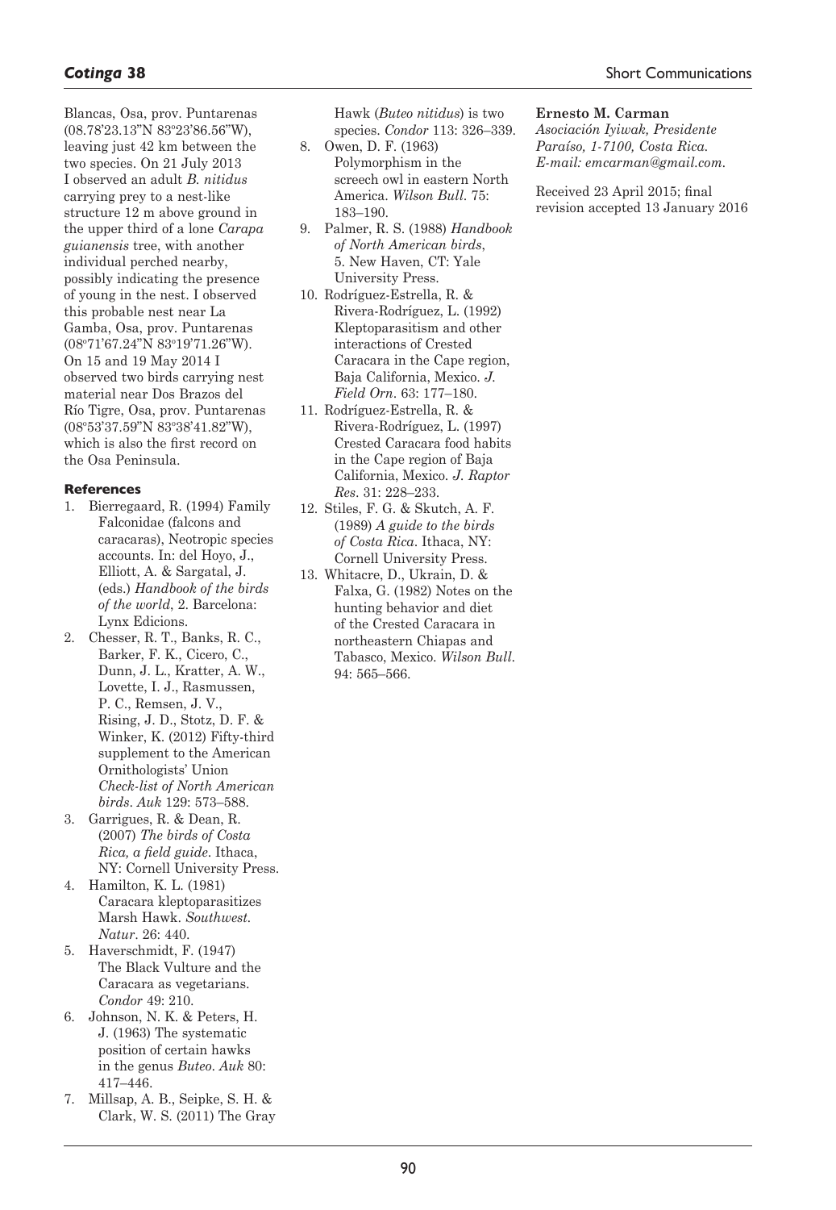Blancas, Osa, prov. Puntarenas (08.78°23.13"N 83°23'86.56"W), leaving just 42 km between the two species. On 21 July 2013 I observed an adult *B. nitidus* carrying prey to a nest-like structure 12 m above ground in the upper third of a lone *Carapa guianensis* tree, with another individual perched nearby, possibly indicating the presence of young in the nest. I observed this probable nest near La Gamba, Osa, prov. Puntarenas (08°71'67.24"N 83°19'71.26"W). On 15 and 19 May 2014 I observed two birds carrying nest material near Dos Brazos del Río Tigre, Osa, prov. Puntarenas (08°53'37.59"N 83°38'41.82"W), which is also the first record on the Osa Peninsula.

#### References

1. Bierregaard, R. (1994) Family Falconidae (falcons and caracaras), Neotropic species accounts. In: del Hoyo, J., Elliott, A. & Sargatal, J. (eds.) *Handbook of the birds of the world*, 2. Barcelona: Lynx Edicions.
2. Chesser, R. T., Banks, R. C., Barker, F. K., Cicero, C., Dunn, J. L., Kratter, A. W., Lovette, I. J., Rasmussen, P. C., Remsen, J. V., Rising, J. D., Stotz, D. F. & Winker, K. (2012) Fifty-third supplement to the American Ornithologists' Union *Check-list of North American birds*. *Auk* 129: 573–588.
3. Garrigues, R. & Dean, R. (2007) *The birds of Costa Rica, a field guide*. Ithaca, NY: Cornell University Press.
4. Hamilton, K. L. (1981) Caracara kleptoparasitizes Marsh Hawk. *Southwest. Natur*. 26: 440.
5. Haverschmidt, F. (1947) The Black Vulture and the Caracara as vegetarians. *Condor* 49: 210.
6. Johnson, N. K. & Peters, H. J. (1963) The systematic position of certain hawks in the genus *Buteo*. *Auk* 80: 417–446.
7. Millsap, A. B., Seipke, S. H. & Clark, W. S. (2011) The Gray Hawk (*Buteo nitidus*) is two species. *Condor* 113: 326–339.
8. Owen, D. F. (1963) Polymorphism in the screech owl in eastern North America. *Wilson Bull*. 75: 183–190.
9. Palmer, R. S. (1988) *Handbook of North American birds*, 5. New Haven, CT: Yale University Press.
10. Rodríguez-Estrella, R. & Rivera-Rodríguez, L. (1992) Kleptoparasitism and other interactions of Crested Caracara in the Cape region, Baja California, Mexico. *J. Field Orn*. 63: 177–180.
11. Rodríguez-Estrella, R. & Rivera-Rodríguez, L. (1997) Crested Caracara food habits in the Cape region of Baja California, Mexico. *J. Raptor Res*. 31: 228–233.
12. Stiles, F. G. & Skutch, A. F. (1989) *A guide to the birds of Costa Rica*. Ithaca, NY: Cornell University Press.
13. Whitacre, D., Ukrain, D. & Falxa, G. (1982) Notes on the hunting behavior and diet of the Crested Caracara in northeastern Chiapas and Tabasco, Mexico. *Wilson Bull*. 94: 565–566.

**Ernesto M. Carman**
*Asociación Iyiwak, Presidente Paraíso, 1-7100, Costa Rica. E-mail: emcarman@gmail.com.*

Received 23 April 2015; final revision accepted 13 January 2016